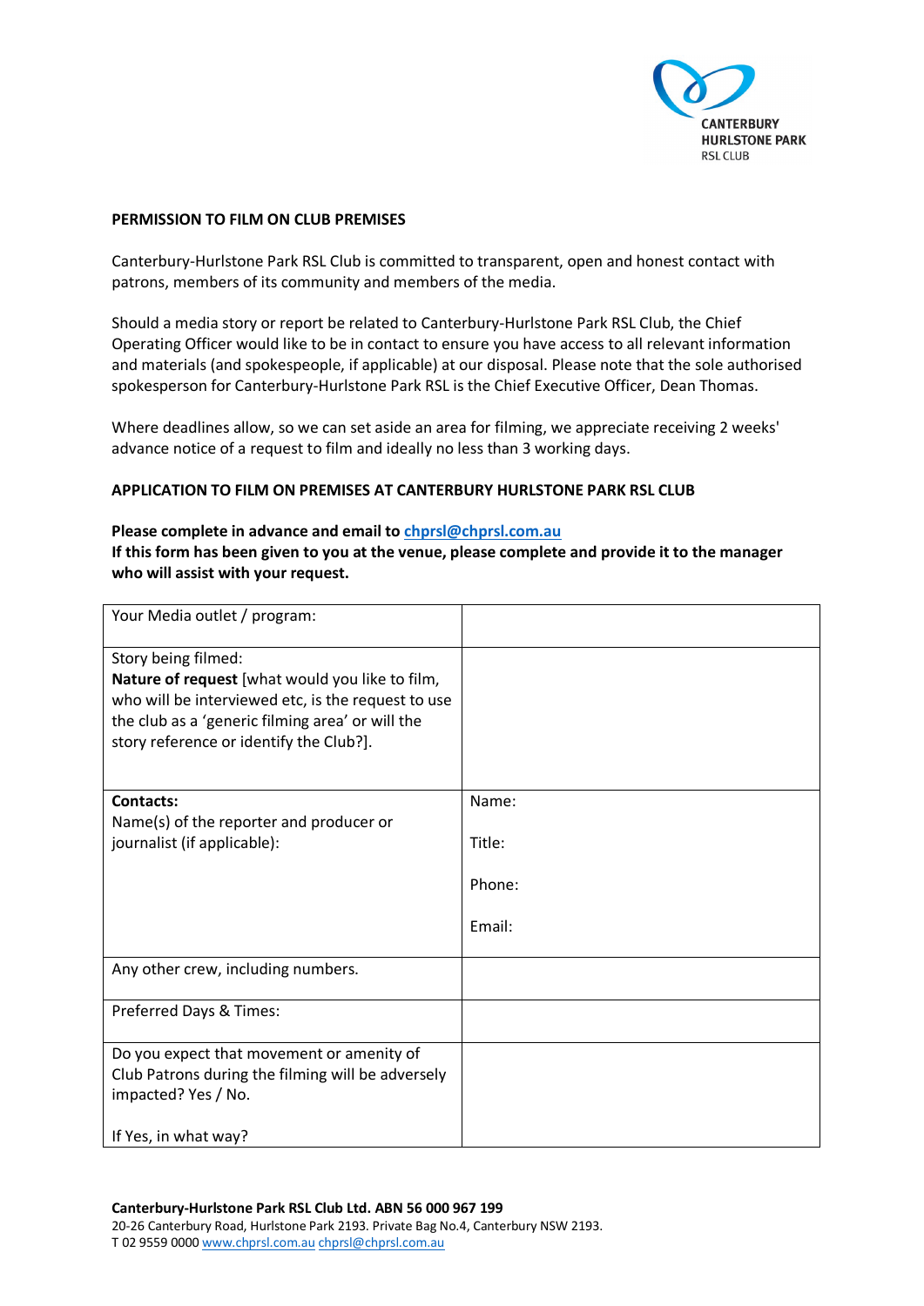CANTERBURY HURLSTONE PARK RSL CLUB

**PERMISSION TO FILM ON CLUB PREMISES**

Canterbury-Hurlstone Park RSL Club is committed to transparent, open and honest contact with patrons, members of its community and members of the media.

Should a media story or report be related to Canterbury-Hurlstone Park RSL Club, the Chief Operating Officer would like to be in contact to ensure you have access to all relevant information and materials (and spokespeople, if applicable) at our disposal. Please note that the sole authorised spokesperson for Canterbury-Hurlstone Park RSL is the Chief Executive Officer, Dean Thomas.

Where deadlines allow, so we can set aside an area for filming, we appreciate receiving 2 weeks' advance notice of a request to film and ideally no less than 3 working days.

**APPLICATION TO FILM ON PREMISES AT CANTERBURY HURLSTONE PARK RSL CLUB**

**Please complete in advance and email to chprsl@chprsl.com.au**
**If this form has been given to you at the venue, please complete and provide it to the manager who will assist with your request.**

| | |
|---|---|
| Your Media outlet / program: | |
| Story being filmed:<br>**Nature of request** [what would you like to film, who will be interviewed etc, is the request to use the club as a 'generic filming area' or will the story reference or identify the Club?]. | |
| **Contacts:**<br>Name(s) of the reporter and producer or journalist (if applicable): | Name:<br><br>Title:<br><br>Phone:<br><br>Email: |
| Any other crew, including numbers. | |
| Preferred Days & Times: | |
| Do you expect that movement or amenity of Club Patrons during the filming will be adversely impacted? Yes / No.<br><br>If Yes, in what way? | |

**Canterbury-Hurlstone Park RSL Club Ltd. ABN 56 000 967 199**
20-26 Canterbury Road, Hurlstone Park 2193. Private Bag No.4, Canterbury NSW 2193.
T 02 9559 0000 www.chprsl.com.au chprsl@chprsl.com.au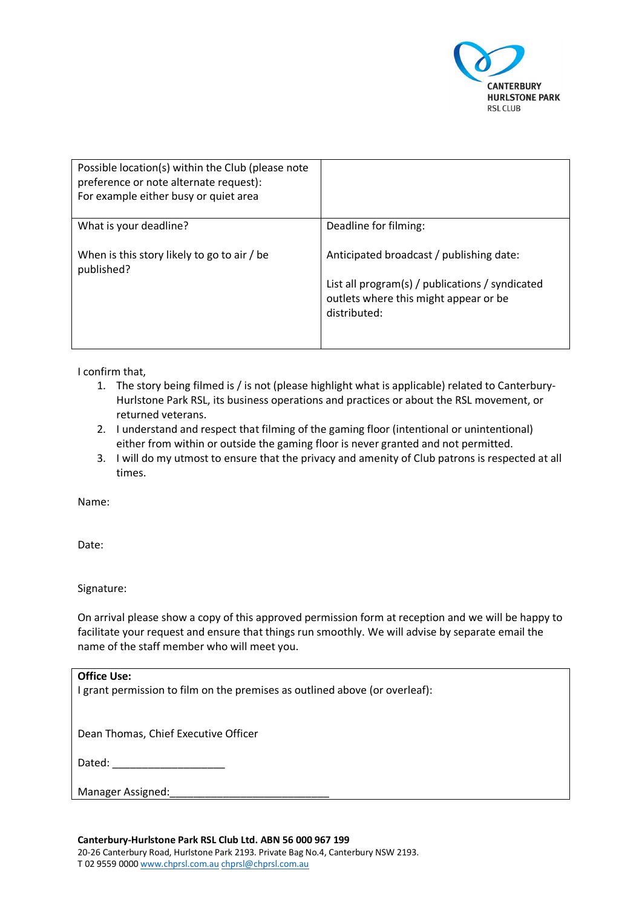| | |
|---|---|
| Possible location(s) within the Club (please note preference or note alternate request):<br>For example either busy or quiet area | |
| What is your deadline?<br><br>When is this story likely to go to air / be published? | Deadline for filming:<br><br>Anticipated broadcast / publishing date:<br><br>List all program(s) / publications / syndicated outlets where this might appear or be distributed: |

I confirm that,

1. The story being filmed is / is not (please highlight what is applicable) related to Canterbury-Hurlstone Park RSL, its business operations and practices or about the RSL movement, or returned veterans.
2. I understand and respect that filming of the gaming floor (intentional or unintentional) either from within or outside the gaming floor is never granted and not permitted.
3. I will do my utmost to ensure that the privacy and amenity of Club patrons is respected at all times.

Name:

Date:

Signature:

On arrival please show a copy of this approved permission form at reception and we will be happy to facilitate your request and ensure that things run smoothly. We will advise by separate email the name of the staff member who will meet you.

**Office Use:**
I grant permission to film on the premises as outlined above (or overleaf):

Dean Thomas, Chief Executive Officer

Dated: ___________________

Manager Assigned:___________________________

**Canterbury-Hurlstone Park RSL Club Ltd. ABN 56 000 967 199**
20-26 Canterbury Road, Hurlstone Park 2193. Private Bag No.4, Canterbury NSW 2193.
T 02 9559 0000 www.chprsl.com.au chprsl@chprsl.com.au